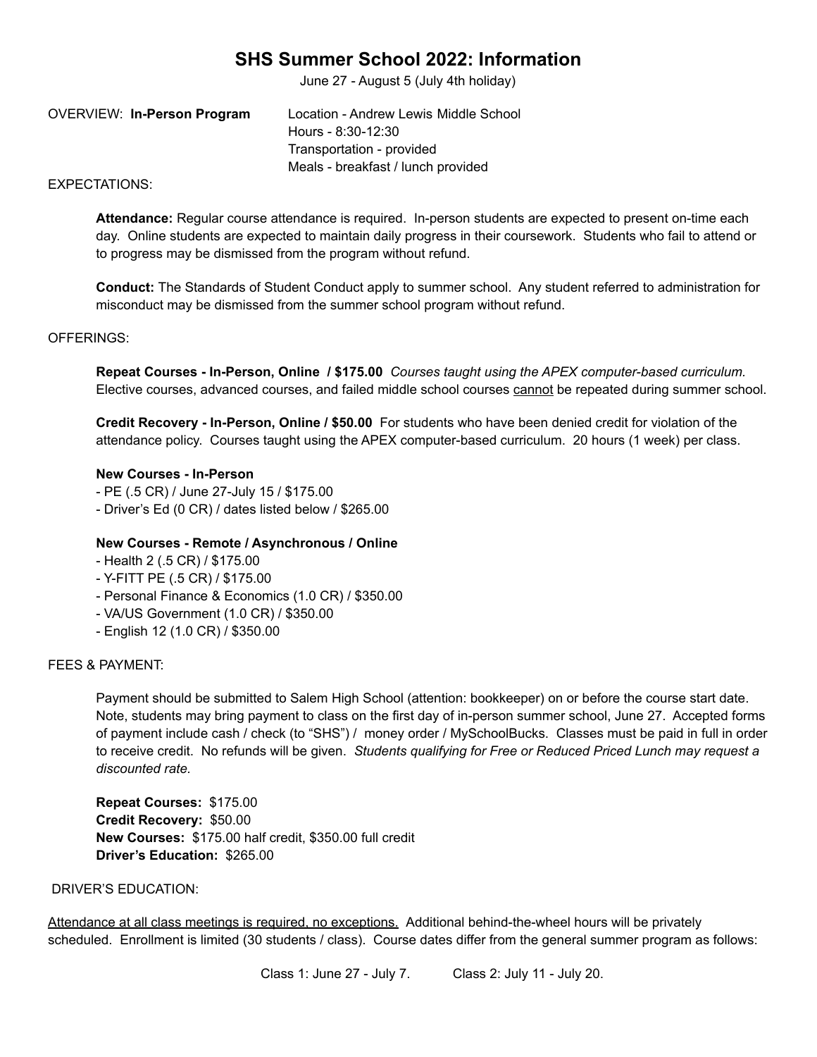# SHS Summer School 2022: Information

June 27 - August 5 (July 4th holiday)

OVERVIEW: **In-Person Program**

Location - Andrew Lewis Middle School
Hours - 8:30-12:30
Transportation - provided
Meals - breakfast / lunch provided

EXPECTATIONS:

**Attendance:** Regular course attendance is required. In-person students are expected to present on-time each day. Online students are expected to maintain daily progress in their coursework. Students who fail to attend or to progress may be dismissed from the program without refund.

**Conduct:** The Standards of Student Conduct apply to summer school. Any student referred to administration for misconduct may be dismissed from the summer school program without refund.

OFFERINGS:

**Repeat Courses - In-Person, Online / $175.00** *Courses taught using the APEX computer-based curriculum.* Elective courses, advanced courses, and failed middle school courses cannot be repeated during summer school.

**Credit Recovery - In-Person, Online / $50.00** For students who have been denied credit for violation of the attendance policy. Courses taught using the APEX computer-based curriculum. 20 hours (1 week) per class.

**New Courses - In-Person**

- PE (.5 CR) / June 27-July 15 / $175.00
- Driver's Ed (0 CR) / dates listed below / $265.00

**New Courses - Remote / Asynchronous / Online**

- Health 2 (.5 CR) / $175.00
- Y-FITT PE (.5 CR) / $175.00
- Personal Finance & Economics (1.0 CR) / $350.00
- VA/US Government (1.0 CR) / $350.00
- English 12 (1.0 CR) / $350.00

FEES & PAYMENT:

Payment should be submitted to Salem High School (attention: bookkeeper) on or before the course start date. Note, students may bring payment to class on the first day of in-person summer school, June 27. Accepted forms of payment include cash / check (to "SHS") / money order / MySchoolBucks. Classes must be paid in full in order to receive credit. No refunds will be given. *Students qualifying for Free or Reduced Priced Lunch may request a discounted rate.*

**Repeat Courses:** $175.00
**Credit Recovery:** $50.00
**New Courses:** $175.00 half credit, $350.00 full credit
**Driver's Education:** $265.00

DRIVER'S EDUCATION:

Attendance at all class meetings is required, no exceptions. Additional behind-the-wheel hours will be privately scheduled. Enrollment is limited (30 students / class). Course dates differ from the general summer program as follows:

Class 1: June 27 - July 7. Class 2: July 11 - July 20.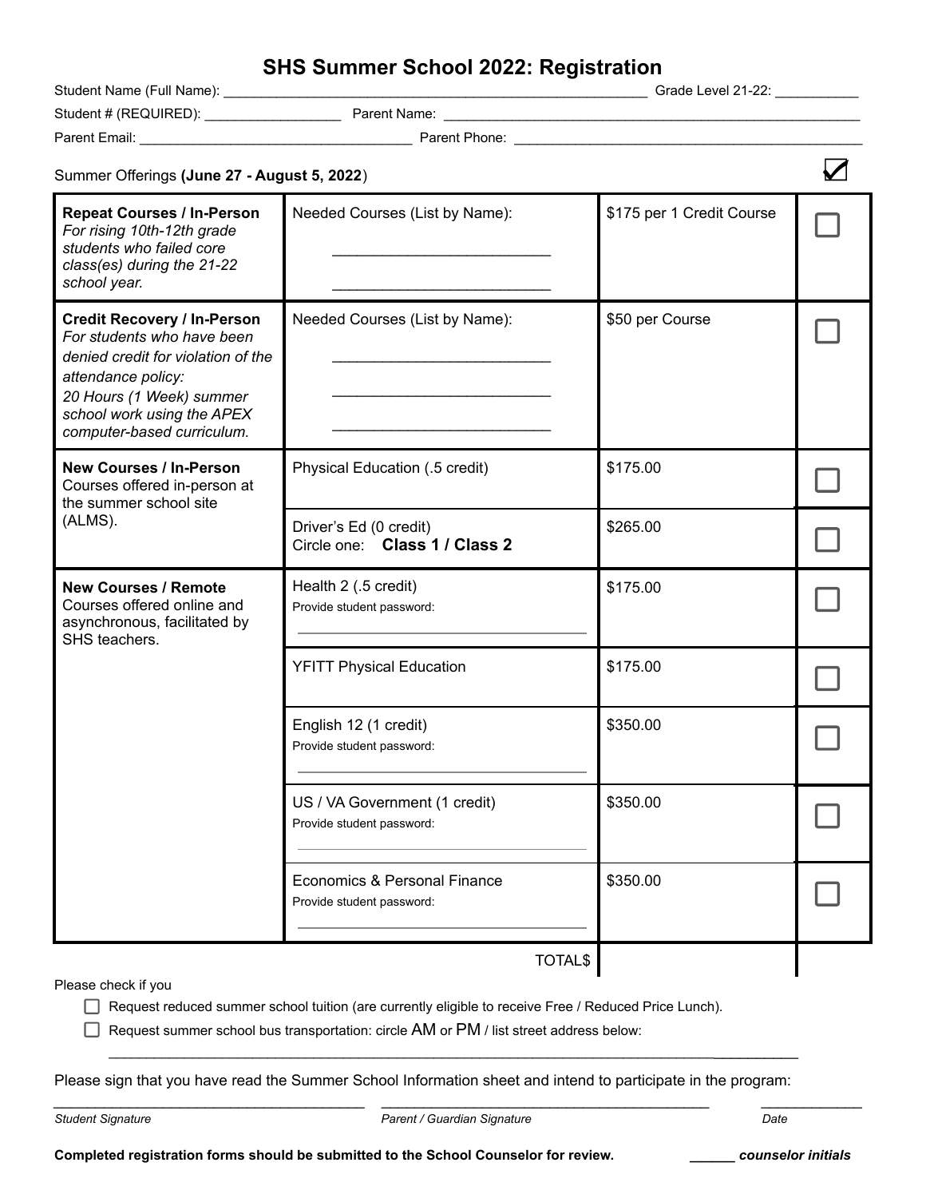# SHS Summer School 2022: Registration

Student Name (Full Name): ______________________________ Grade Level 21-22: ___________

Student # (REQUIRED): __________________ Parent Name: ______________________________

Parent Email: ______________________________ Parent Phone: ______________________________

Summer Offerings **(June 27 - August 5, 2022**) ☑

| | | | |
|---|---|---|---|
| **Repeat Courses / In-Person** *For rising 10th-12th grade students who failed core class(es) during the 21-22 school year.* | Needed Courses (List by Name): ___________________ ___________________ | $175 per 1 Credit Course | ☐ |
| **Credit Recovery / In-Person** *For students who have been denied credit for violation of the attendance policy: 20 Hours (1 Week) summer school work using the APEX computer-based curriculum.* | Needed Courses (List by Name): ___________________ ___________________ ___________________ | $50 per Course | ☐ |
| **New Courses / In-Person** Courses offered in-person at the summer school site (ALMS). | Physical Education (.5 credit) | $175.00 | ☐ |
| | Driver's Ed (0 credit) Circle one: **Class 1 / Class 2** | $265.00 | ☐ |
| **New Courses / Remote** Courses offered online and asynchronous, facilitated by SHS teachers. | Health 2 (.5 credit) Provide student password: ___________________ | $175.00 | ☐ |
| | YFITT Physical Education | $175.00 | ☐ |
| | English 12 (1 credit) Provide student password: ___________________ | $350.00 | ☐ |
| | US / VA Government (1 credit) Provide student password: ___________________ | $350.00 | ☐ |
| | Economics & Personal Finance Provide student password: ___________________ | $350.00 | ☐ |
| | TOTAL$ | | |

Please check if you

- ☐ Request reduced summer school tuition (are currently eligible to receive Free / Reduced Price Lunch).
- ☐ Request summer school bus transportation: circle AM or PM / list street address below:

______________________________________________________________

Please sign that you have read the Summer School Information sheet and intend to participate in the program:

______________________ ______________________ ____________

*Student Signature* *Parent / Guardian Signature* *Date*

**Completed registration forms should be submitted to the School Counselor for review.** ______ ***counselor initials***